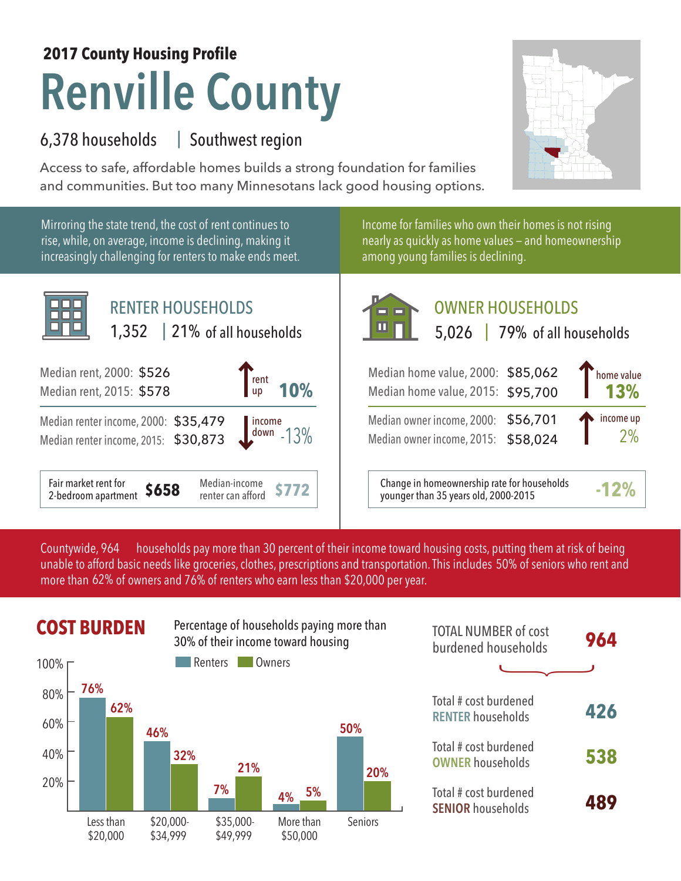**2017 County Housing Profile**

# Renville County

6,378 households | Southwest region

Access to safe, affordable homes builds a strong foundation for families and communities. But too many Minnesotans lack good housing options.

Mirroring the state trend, the cost of rent continues to rise, while, on average, income is declining, making it increasingly challenging for renters to make ends meet.

Income for families who own their homes is not rising nearly as quickly as home values – and homeownership among young families is declining.

## RENTER HOUSEHOLDS

1,352 | 21% of all households

Median rent, 2000: $526
Median rent, 2015: $578
rent up **10%**

Median renter income, 2000: $35,479
Median renter income, 2015: $30,873
income down -13%

Fair market rent for 2-bedroom apartment **$658**
Median-income renter can afford **$772**

## OWNER HOUSEHOLDS

5,026 | 79% of all households

Median home value, 2000: $85,062
Median home value, 2015: $95,700
home value **13%**

Median owner income, 2000: $56,701
Median owner income, 2015: $58,024
income up 2%

Change in homeownership rate for households younger than 35 years old, 2000-2015 **-12%**

Countywide, 964 households pay more than 30 percent of their income toward housing costs, putting them at risk of being unable to afford basic needs like groceries, clothes, prescriptions and transportation. This includes 50% of seniors who rent and more than 62% of owners and 76% of renters who earn less than $20,000 per year.

## COST BURDEN

Percentage of households paying more than 30% of their income toward housing

| | Renters | Owners |
|---|---|---|
| Less than $20,000 | 76% | 62% |
| $20,000-$34,999 | 46% | 32% |
| $35,000-$49,999 | 7% | 21% |
| More than $50,000 | 4% | 5% |
| Seniors | 50% | 20% |

TOTAL NUMBER of cost burdened households **964**

Total # cost burdened RENTER households **426**

Total # cost burdened OWNER households **538**

Total # cost burdened SENIOR households **489**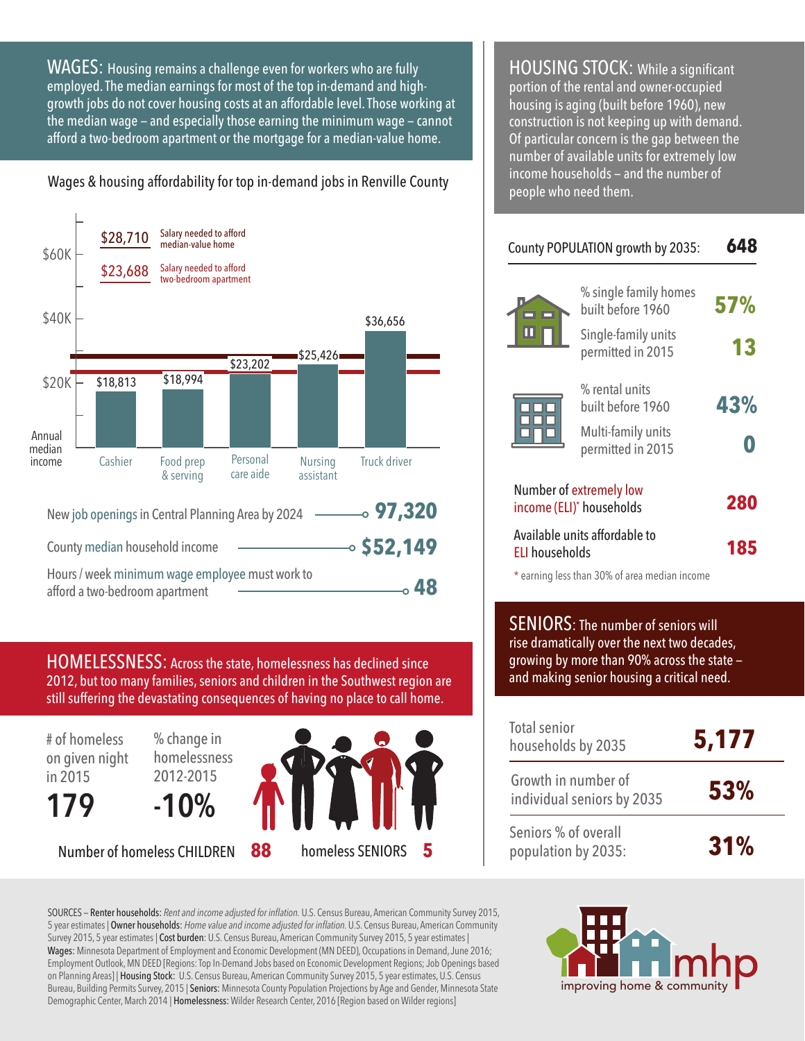## WAGES: Housing remains a challenge even for workers who are fully employed. The median earnings for most of the top in-demand and high-growth jobs do not cover housing costs at an affordable level. Those working at the median wage – and especially those earning the minimum wage – cannot afford a two-bedroom apartment or the mortgage for a median-value home.

Wages & housing affordability for top in-demand jobs in Renville County

$28,710 Salary needed to afford median-value home

$23,688 Salary needed to afford two-bedroom apartment

$60K
$40K
$20K

Annual median income

$18,813 Cashier

$18,994 Food prep & serving

$23,202 Personal care aide

$25,426 Nursing assistant

$36,656 Truck driver

New job openings in Central Planning Area by 2024 — **97,320**

County median household income — **$52,149**

Hours / week minimum wage employee must work to afford a two-bedroom apartment — **48**

## HOMELESSNESS: Across the state, homelessness has declined since 2012, but too many families, seniors and children in the Southwest region are still suffering the devastating consequences of having no place to call home.

# of homeless on given night in 2015
**179**

% change in homelessness 2012-2015
**-10%**

Number of homeless CHILDREN **88**

homeless SENIORS **5**

## HOUSING STOCK: While a significant portion of the rental and owner-occupied housing is aging (built before 1960), new construction is not keeping up with demand. Of particular concern is the gap between the number of available units for extremely low income households – and the number of people who need them.

County POPULATION growth by 2035: **648**

% single family homes built before 1960 **57%**

Single-family units permitted in 2015 **13**

% rental units built before 1960 **43%**

Multi-family units permitted in 2015 **0**

Number of extremely low income (ELI)* households **280**

Available units affordable to ELI households **185**

\* earning less than 30% of area median income

## SENIORS: The number of seniors will rise dramatically over the next two decades, growing by more than 90% across the state – and making senior housing a critical need.

Total senior households by 2035 **5,177**

Growth in number of individual seniors by 2035 **53%**

Seniors % of overall population by 2035: **31%**

SOURCES – **Renter households**: *Rent and income adjusted for inflation.* U.S. Census Bureau, American Community Survey 2015, 5 year estimates | **Owner households**: *Home value and income adjusted for inflation.* U.S. Census Bureau, American Community Survey 2015, 5 year estimates | **Cost burden**: U.S. Census Bureau, American Community Survey 2015, 5 year estimates | **Wages**: Minnesota Department of Employment and Economic Development (MN DEED), Occupations in Demand, June 2016; Employment Outlook, MN DEED [Regions: Top In-Demand Jobs based on Economic Development Regions; Job Openings based on Planning Areas] | **Housing Stock**: U.S. Census Bureau, American Community Survey 2015, 5 year estimates, U.S. Census Bureau, Building Permits Survey, 2015 | **Seniors**: Minnesota County Population Projections by Age and Gender, Minnesota State Demographic Center, March 2014 | **Homelessness**: Wilder Research Center, 2016 [Region based on Wilder regions]

mhp improving home & community